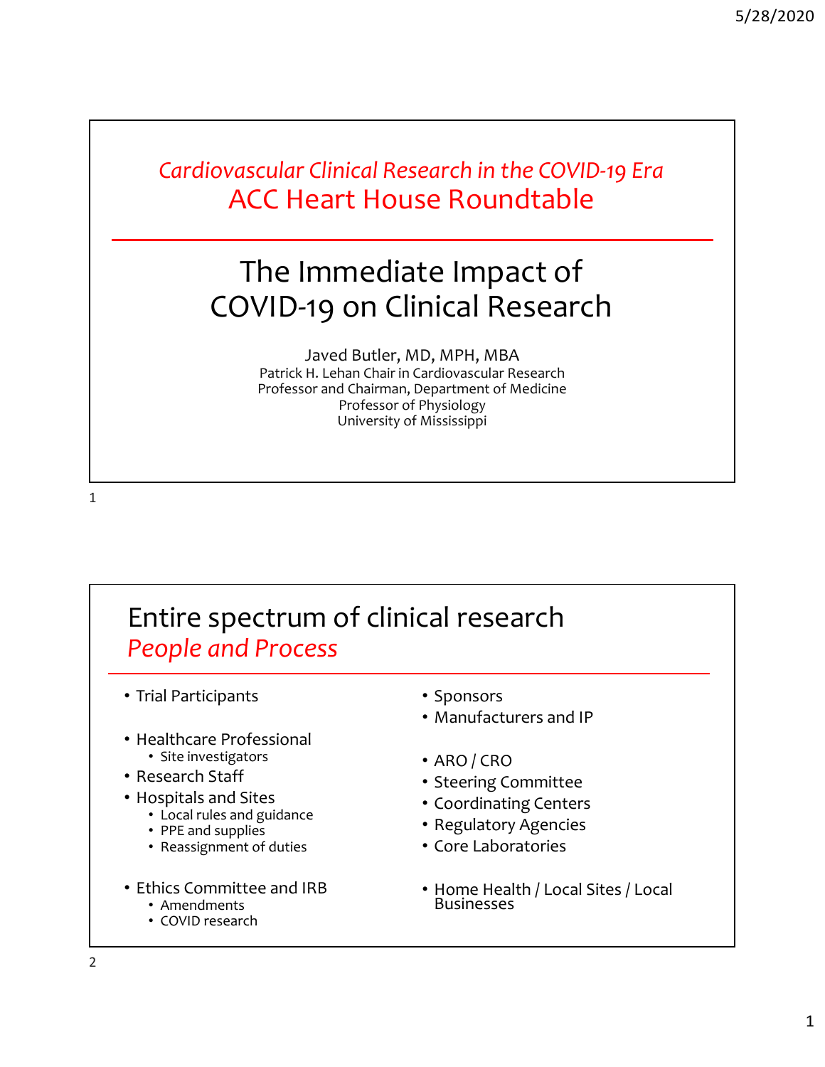*Cardiovascular Clinical Research in the COVID-19 Era*

ACC Heart House Roundtable

# The Immediate Impact of COVID-19 on Clinical Research

Javed Butler, MD, MPH, MBA
Patrick H. Lehan Chair in Cardiovascular Research
Professor and Chairman, Department of Medicine
Professor of Physiology
University of Mississippi

## Entire spectrum of clinical research

### *People and Process*

- Trial Participants
- Healthcare Professional
  - Site investigators
- Research Staff
- Hospitals and Sites
  - Local rules and guidance
  - PPE and supplies
  - Reassignment of duties
- Ethics Committee and IRB
  - Amendments
  - COVID research
- Sponsors
- Manufacturers and IP
- ARO / CRO
- Steering Committee
- Coordinating Centers
- Regulatory Agencies
- Core Laboratories
- Home Health / Local Sites / Local Businesses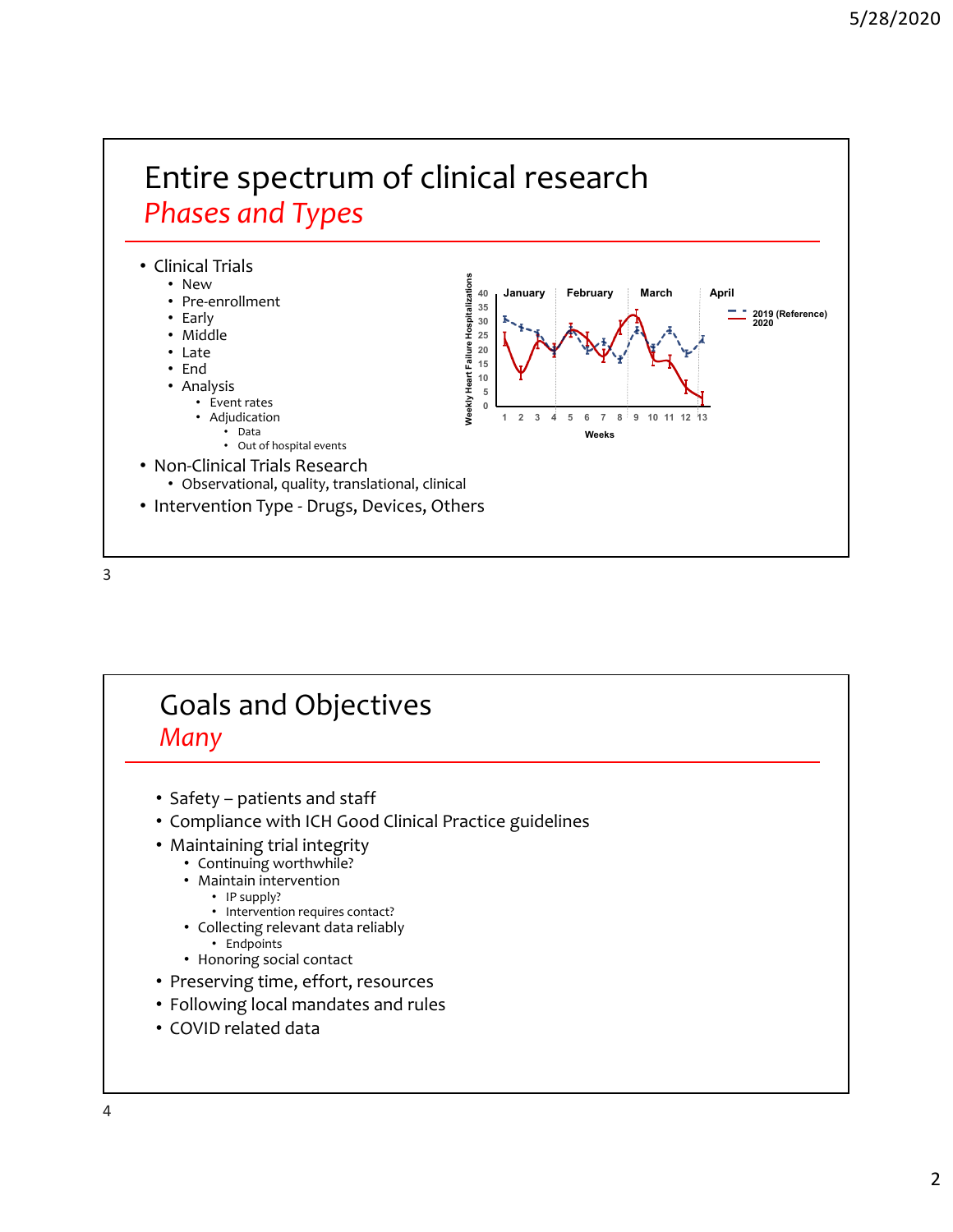# Entire spectrum of clinical research

## *Phases and Types*

- Clinical Trials
  - New
  - Pre-enrollment
  - Early
  - Middle
  - Late
  - End
  - Analysis
    - Event rates
    - Adjudication
      - Data
      - Out of hospital events
- Non-Clinical Trials Research
  - Observational, quality, translational, clinical
- Intervention Type - Drugs, Devices, Others

# Goals and Objectives

## *Many*

- Safety – patients and staff
- Compliance with ICH Good Clinical Practice guidelines
- Maintaining trial integrity
  - Continuing worthwhile?
  - Maintain intervention
    - IP supply?
    - Intervention requires contact?
  - Collecting relevant data reliably
    - Endpoints
  - Honoring social contact
- Preserving time, effort, resources
- Following local mandates and rules
- COVID related data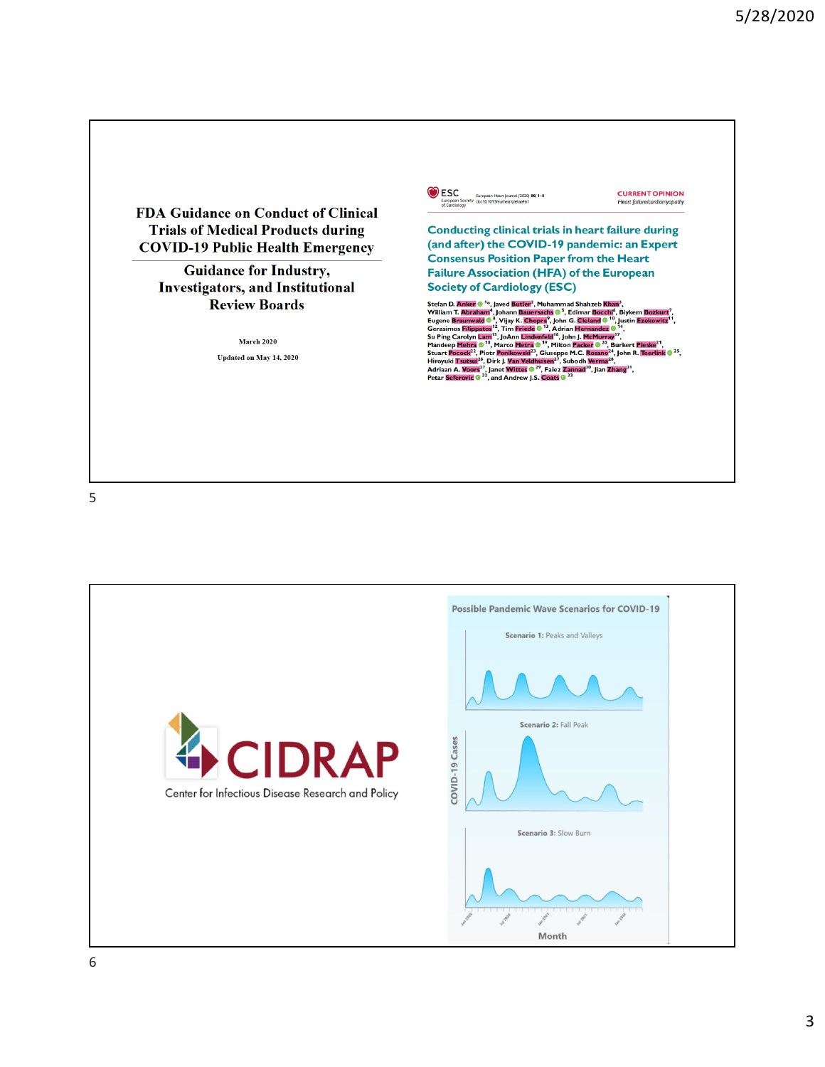FDA Guidance on Conduct of Clinical Trials of Medical Products during COVID-19 Public Health Emergency

Guidance for Industry, Investigators, and Institutional Review Boards

March 2020

Updated on May 14, 2020

ESC European Society of Cardiology

European Heart Journal (2020) 00, 1–8
doi:10.1093/eurheartj/ehaa461

CURRENT OPINION
*Heart failure/cardiomyopathy*

## Conducting clinical trials in heart failure during (and after) the COVID-19 pandemic: an Expert Consensus Position Paper from the Heart Failure Association (HFA) of the European Society of Cardiology (ESC)

Stefan D. Anker[1]\*, Javed Butler[2], Muhammad Shahzeb Khan[3], William T. Abraham[4], Johann Bauersachs[5], Edimar Bocchi[6], Biykem Bozkurt[7], Eugene Braunwald[8], Vijay K. Chopra[9], John G. Cleland[10], Justin Ezekowitz[11], Gerasimos Filippatos[12], Tim Friede[13], Adrian Hernandez[14], Su Ping Carolyn Lam[15], JoAnn Lindenfeld[16], John J. McMurray[17], Mandeep Mehra[18], Marco Metra[19], Milton Packer[20], Burkert Pieske[21], Stuart Pocock[22], Piotr Ponikowski[23], Giuseppe M.C. Rosano[24], John R. Teerlink[25], Hiroyuki Tsutsui[26], Dirk J. Van Veldhuisen[27], Subodh Verma[28], Adriaan A. Voors[27], Janet Wittes[29], Faiez Zannad[30], Jian Zhang[31], Petar Seferovic[32], and Andrew J.S. Coats[33]

CIDRAP
Center for Infectious Disease Research and Policy

Possible Pandemic Wave Scenarios for COVID-19

Scenario 1: Peaks and Valleys

Scenario 2: Fall Peak

Scenario 3: Slow Burn

COVID-19 Cases

Month